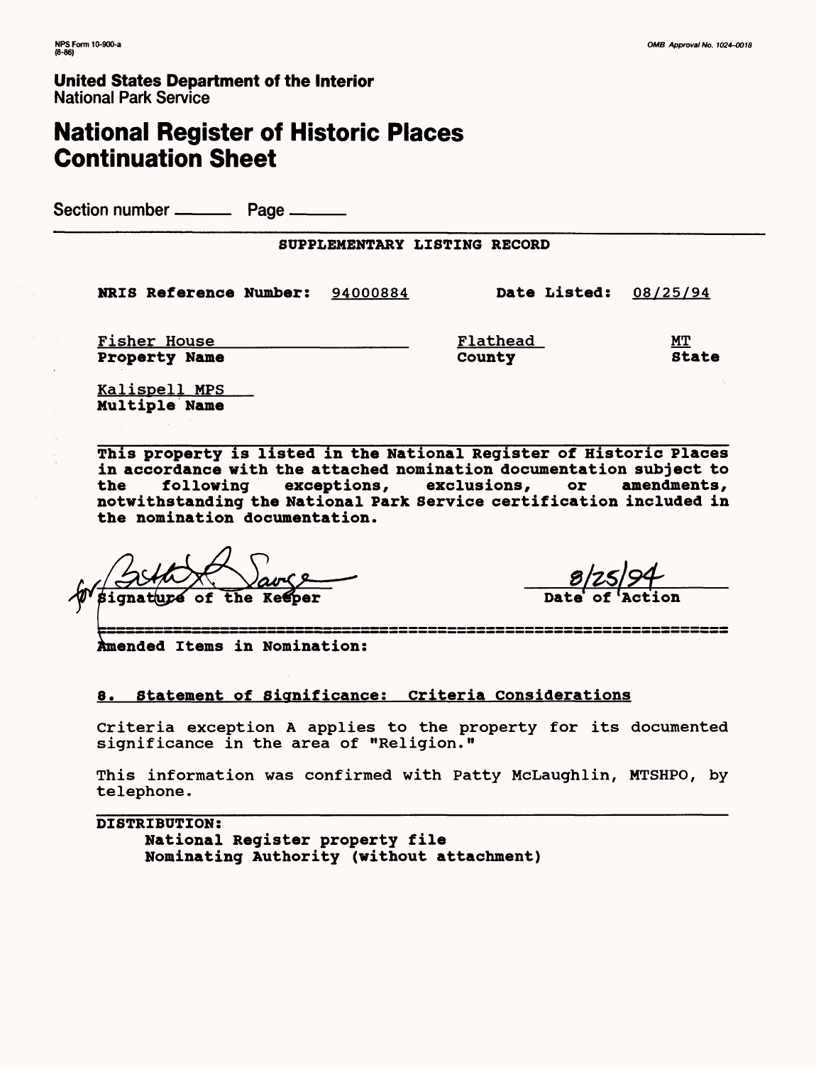NPS Form 10-900-a
(8-86)

OMB Approval No. 1024-0018

**United States Department of the Interior**
National Park Service

# National Register of Historic Places Continuation Sheet

Section number ______ Page ______

**SUPPLEMENTARY LISTING RECORD**

**NRIS Reference Number:** 94000884 **Date Listed:** 08/25/94

| Fisher House | Flathead | MT |
|---|---|---|
| **Property Name** | **County** | **State** |

Kalispell MPS
**Multiple Name**

**This property is listed in the National Register of Historic Places in accordance with the attached nomination documentation subject to the following exceptions, exclusions, or amendments, notwithstanding the National Park Service certification included in the nomination documentation.**

for Beth L. Savage
**Signature of the Keeper**

8/25/94
**Date of Action**

**Amended Items in Nomination:**

**8. Statement of Significance: Criteria Considerations**

Criteria exception A applies to the property for its documented significance in the area of "Religion."

This information was confirmed with Patty McLaughlin, MTSHPO, by telephone.

**DISTRIBUTION:**
**National Register property file**
**Nominating Authority (without attachment)**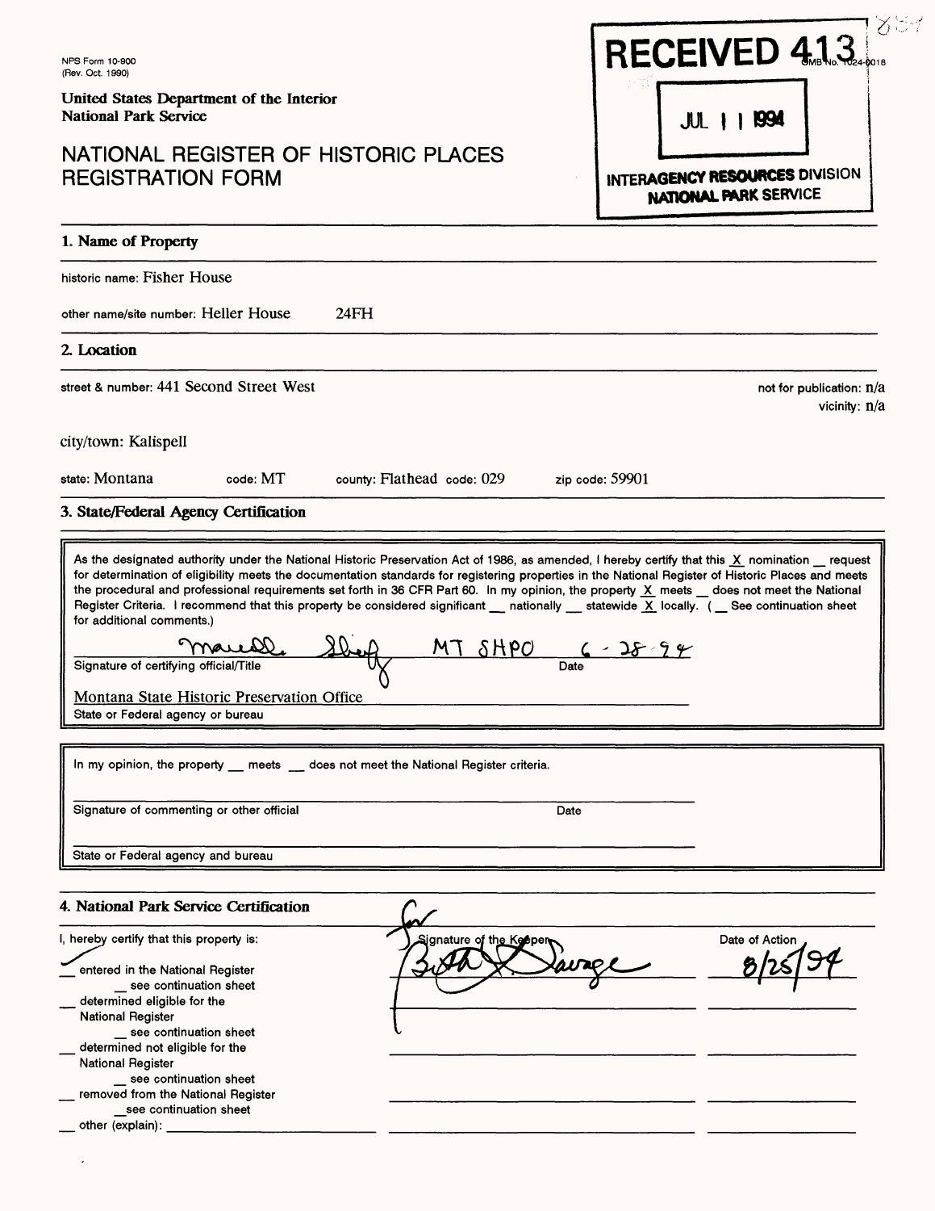NPS Form 10-900
(Rev. Oct. 1990)

**United States Department of the Interior**
**National Park Service**

# NATIONAL REGISTER OF HISTORIC PLACES REGISTRATION FORM

RECEIVED 413
OMB No. 1024-0018

JUL 11 1994

INTERAGENCY RESOURCES DIVISION
NATIONAL PARK SERVICE

## 1. Name of Property

historic name: Fisher House

other name/site number: Heller House 24FH

## 2. Location

street & number: 441 Second Street West

not for publication: n/a
vicinity: n/a

city/town: Kalispell

state: Montana code: MT county: Flathead code: 029 zip code: 59901

## 3. State/Federal Agency Certification

As the designated authority under the National Historic Preservation Act of 1986, as amended, I hereby certify that this X nomination __ request for determination of eligibility meets the documentation standards for registering properties in the National Register of Historic Places and meets the procedural and professional requirements set forth in 36 CFR Part 60. In my opinion, the property X meets __ does not meet the National Register Criteria. I recommend that this property be considered significant __ nationally __ statewide X locally. ( __ See continuation sheet for additional comments.)

Marcella Sherfy MT SHPO 6-28-94
Signature of certifying official/Title Date

Montana State Historic Preservation Office
State or Federal agency or bureau

In my opinion, the property __ meets __ does not meet the National Register criteria.

Signature of commenting or other official Date

State or Federal agency and bureau

## 4. National Park Service Certification

I, hereby certify that this property is:

✓ entered in the National Register
 __ see continuation sheet
__ determined eligible for the National Register
 __ see continuation sheet
__ determined not eligible for the National Register
 __ see continuation sheet
__ removed from the National Register
 __ see continuation sheet
__ other (explain): ____________

for Signature of the Keeper: Beth L. Savage
Date of Action: 8/25/94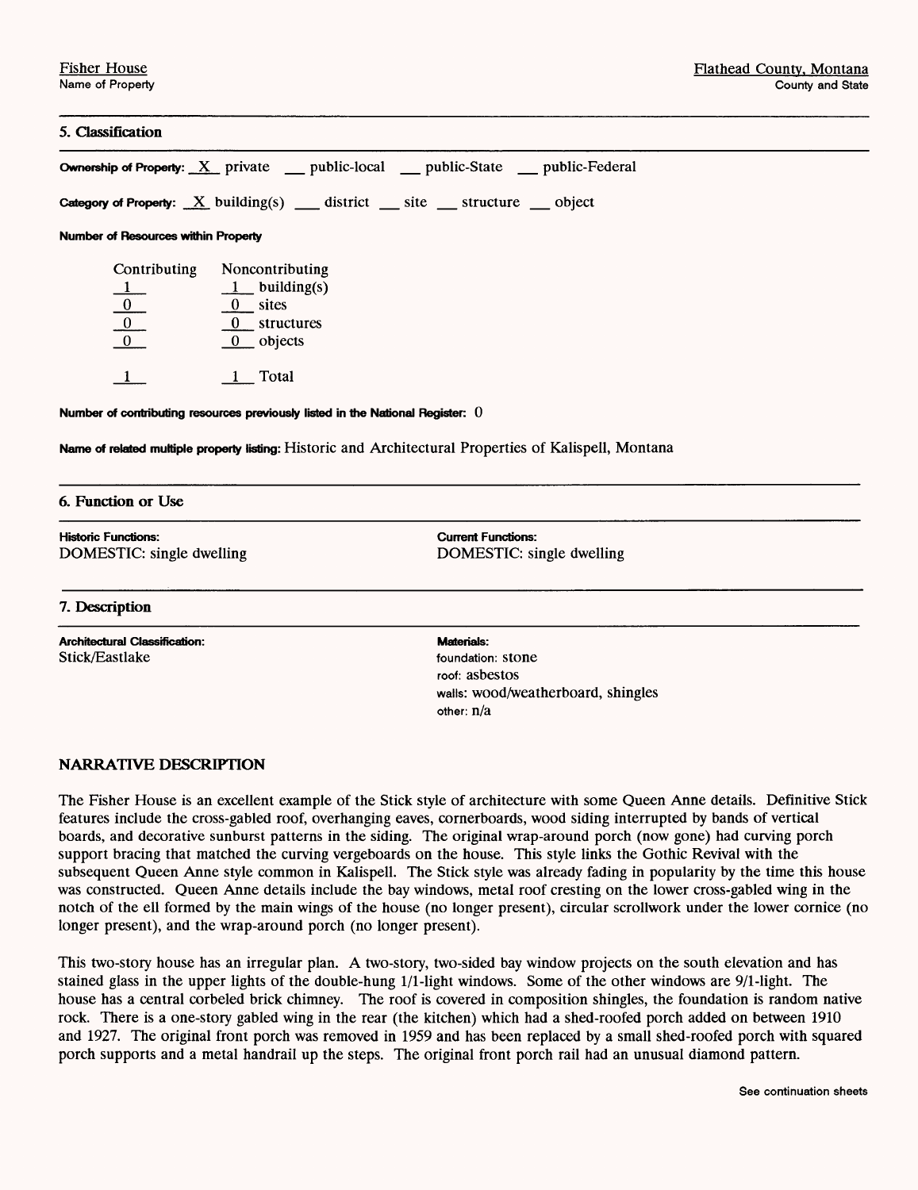Fisher House
Name of Property

Flathead County, Montana
County and State

## 5. Classification

**Ownership of Property:** X private ___ public-local ___ public-State ___ public-Federal

**Category of Property:** X building(s) ___ district ___ site ___ structure ___ object

**Number of Resources within Property**

| Contributing | Noncontributing | |
|---|---|---|
| 1 | 1 | building(s) |
| 0 | 0 | sites |
| 0 | 0 | structures |
| 0 | 0 | objects |
| 1 | 1 | Total |

**Number of contributing resources previously listed in the National Register:** 0

**Name of related multiple property listing:** Historic and Architectural Properties of Kalispell, Montana

## 6. Function or Use

**Historic Functions:**
DOMESTIC: single dwelling

**Current Functions:**
DOMESTIC: single dwelling

## 7. Description

**Architectural Classification:**
Stick/Eastlake

**Materials:**
foundation: stone
roof: asbestos
walls: wood/weatherboard, shingles
other: n/a

### NARRATIVE DESCRIPTION

The Fisher House is an excellent example of the Stick style of architecture with some Queen Anne details. Definitive Stick features include the cross-gabled roof, overhanging eaves, cornerboards, wood siding interrupted by bands of vertical boards, and decorative sunburst patterns in the siding. The original wrap-around porch (now gone) had curving porch support bracing that matched the curving vergeboards on the house. This style links the Gothic Revival with the subsequent Queen Anne style common in Kalispell. The Stick style was already fading in popularity by the time this house was constructed. Queen Anne details include the bay windows, metal roof cresting on the lower cross-gabled wing in the notch of the ell formed by the main wings of the house (no longer present), circular scrollwork under the lower cornice (no longer present), and the wrap-around porch (no longer present).

This two-story house has an irregular plan. A two-story, two-sided bay window projects on the south elevation and has stained glass in the upper lights of the double-hung 1/1-light windows. Some of the other windows are 9/1-light. The house has a central corbeled brick chimney. The roof is covered in composition shingles, the foundation is random native rock. There is a one-story gabled wing in the rear (the kitchen) which had a shed-roofed porch added on between 1910 and 1927. The original front porch was removed in 1959 and has been replaced by a small shed-roofed porch with squared porch supports and a metal handrail up the steps. The original front porch rail had an unusual diamond pattern.

See continuation sheets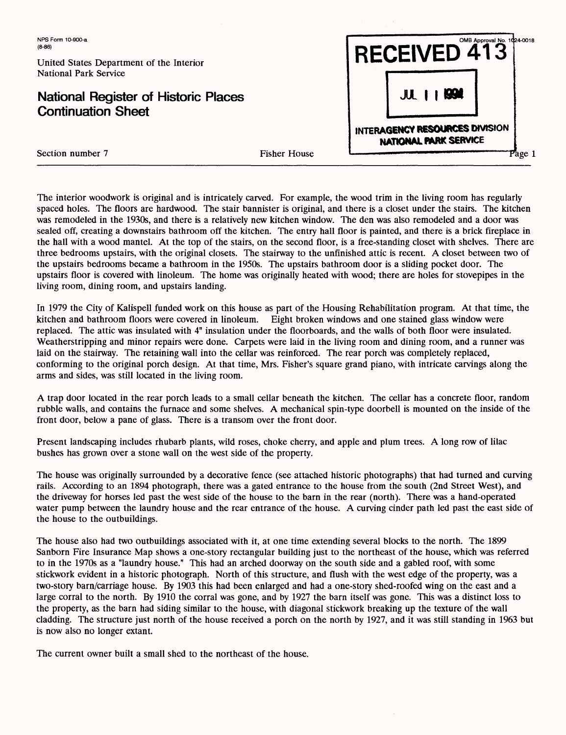The interior woodwork is original and is intricately carved. For example, the wood trim in the living room has regularly spaced holes. The floors are hardwood. The stair bannister is original, and there is a closet under the stairs. The kitchen was remodeled in the 1930s, and there is a relatively new kitchen window. The den was also remodeled and a door was sealed off, creating a downstairs bathroom off the kitchen. The entry hall floor is painted, and there is a brick fireplace in the hall with a wood mantel. At the top of the stairs, on the second floor, is a free-standing closet with shelves. There are three bedrooms upstairs, with the original closets. The stairway to the unfinished attic is recent. A closet between two of the upstairs bedrooms became a bathroom in the 1950s. The upstairs bathroom door is a sliding pocket door. The upstairs floor is covered with linoleum. The home was originally heated with wood; there are holes for stovepipes in the living room, dining room, and upstairs landing.

In 1979 the City of Kalispell funded work on this house as part of the Housing Rehabilitation program. At that time, the kitchen and bathroom floors were covered in linoleum. Eight broken windows and one stained glass window were replaced. The attic was insulated with 4" insulation under the floorboards, and the walls of both floor were insulated. Weatherstripping and minor repairs were done. Carpets were laid in the living room and dining room, and a runner was laid on the stairway. The retaining wall into the cellar was reinforced. The rear porch was completely replaced, conforming to the original porch design. At that time, Mrs. Fisher's square grand piano, with intricate carvings along the arms and sides, was still located in the living room.

A trap door located in the rear porch leads to a small cellar beneath the kitchen. The cellar has a concrete floor, random rubble walls, and contains the furnace and some shelves. A mechanical spin-type doorbell is mounted on the inside of the front door, below a pane of glass. There is a transom over the front door.

Present landscaping includes rhubarb plants, wild roses, choke cherry, and apple and plum trees. A long row of lilac bushes has grown over a stone wall on the west side of the property.

The house was originally surrounded by a decorative fence (see attached historic photographs) that had turned and curving rails. According to an 1894 photograph, there was a gated entrance to the house from the south (2nd Street West), and the driveway for horses led past the west side of the house to the barn in the rear (north). There was a hand-operated water pump between the laundry house and the rear entrance of the house. A curving cinder path led past the east side of the house to the outbuildings.

The house also had two outbuildings associated with it, at one time extending several blocks to the north. The 1899 Sanborn Fire Insurance Map shows a one-story rectangular building just to the northeast of the house, which was referred to in the 1970s as a "laundry house." This had an arched doorway on the south side and a gabled roof, with some stickwork evident in a historic photograph. North of this structure, and flush with the west edge of the property, was a two-story barn/carriage house. By 1903 this had been enlarged and had a one-story shed-roofed wing on the east and a large corral to the north. By 1910 the corral was gone, and by 1927 the barn itself was gone. This was a distinct loss to the property, as the barn had siding similar to the house, with diagonal stickwork breaking up the texture of the wall cladding. The structure just north of the house received a porch on the north by 1927, and it was still standing in 1963 but is now also no longer extant.

The current owner built a small shed to the northeast of the house.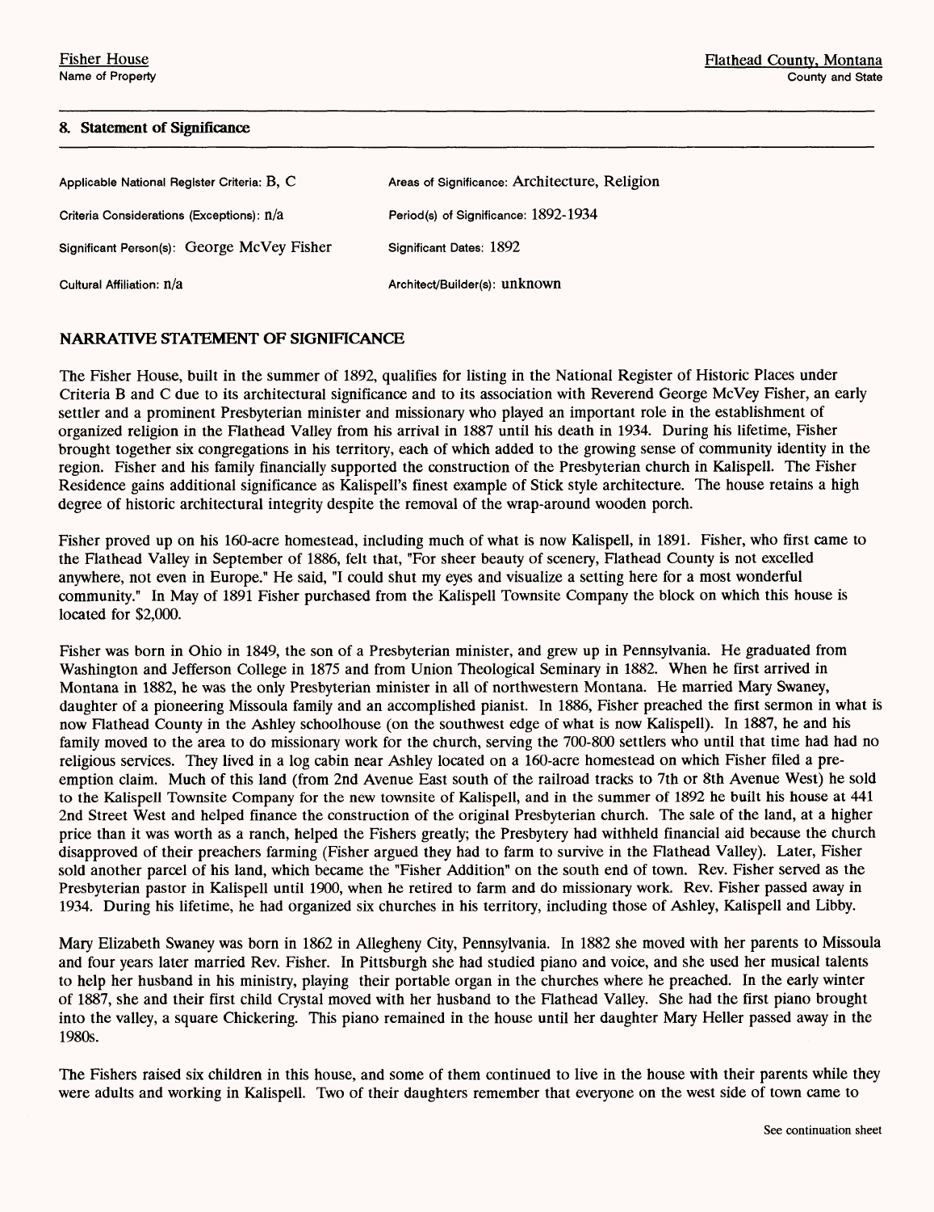## 8. Statement of Significance

| | |
|---|---|
| Applicable National Register Criteria: B, C | Areas of Significance: Architecture, Religion |
| Criteria Considerations (Exceptions): n/a | Period(s) of Significance: 1892-1934 |
| Significant Person(s): George McVey Fisher | Significant Dates: 1892 |
| Cultural Affiliation: n/a | Architect/Builder(s): unknown |

### NARRATIVE STATEMENT OF SIGNIFICANCE

The Fisher House, built in the summer of 1892, qualifies for listing in the National Register of Historic Places under Criteria B and C due to its architectural significance and to its association with Reverend George McVey Fisher, an early settler and a prominent Presbyterian minister and missionary who played an important role in the establishment of organized religion in the Flathead Valley from his arrival in 1887 until his death in 1934. During his lifetime, Fisher brought together six congregations in his territory, each of which added to the growing sense of community identity in the region. Fisher and his family financially supported the construction of the Presbyterian church in Kalispell. The Fisher Residence gains additional significance as Kalispell's finest example of Stick style architecture. The house retains a high degree of historic architectural integrity despite the removal of the wrap-around wooden porch.

Fisher proved up on his 160-acre homestead, including much of what is now Kalispell, in 1891. Fisher, who first came to the Flathead Valley in September of 1886, felt that, "For sheer beauty of scenery, Flathead County is not excelled anywhere, not even in Europe." He said, "I could shut my eyes and visualize a setting here for a most wonderful community." In May of 1891 Fisher purchased from the Kalispell Townsite Company the block on which this house is located for $2,000.

Fisher was born in Ohio in 1849, the son of a Presbyterian minister, and grew up in Pennsylvania. He graduated from Washington and Jefferson College in 1875 and from Union Theological Seminary in 1882. When he first arrived in Montana in 1882, he was the only Presbyterian minister in all of northwestern Montana. He married Mary Swaney, daughter of a pioneering Missoula family and an accomplished pianist. In 1886, Fisher preached the first sermon in what is now Flathead County in the Ashley schoolhouse (on the southwest edge of what is now Kalispell). In 1887, he and his family moved to the area to do missionary work for the church, serving the 700-800 settlers who until that time had had no religious services. They lived in a log cabin near Ashley located on a 160-acre homestead on which Fisher filed a pre-emption claim. Much of this land (from 2nd Avenue East south of the railroad tracks to 7th or 8th Avenue West) he sold to the Kalispell Townsite Company for the new townsite of Kalispell, and in the summer of 1892 he built his house at 441 2nd Street West and helped finance the construction of the original Presbyterian church. The sale of the land, at a higher price than it was worth as a ranch, helped the Fishers greatly; the Presbytery had withheld financial aid because the church disapproved of their preachers farming (Fisher argued they had to farm to survive in the Flathead Valley). Later, Fisher sold another parcel of his land, which became the "Fisher Addition" on the south end of town. Rev. Fisher served as the Presbyterian pastor in Kalispell until 1900, when he retired to farm and do missionary work. Rev. Fisher passed away in 1934. During his lifetime, he had organized six churches in his territory, including those of Ashley, Kalispell and Libby.

Mary Elizabeth Swaney was born in 1862 in Allegheny City, Pennsylvania. In 1882 she moved with her parents to Missoula and four years later married Rev. Fisher. In Pittsburgh she had studied piano and voice, and she used her musical talents to help her husband in his ministry, playing their portable organ in the churches where he preached. In the early winter of 1887, she and their first child Crystal moved with her husband to the Flathead Valley. She had the first piano brought into the valley, a square Chickering. This piano remained in the house until her daughter Mary Heller passed away in the 1980s.

The Fishers raised six children in this house, and some of them continued to live in the house with their parents while they were adults and working in Kalispell. Two of their daughters remember that everyone on the west side of town came to

See continuation sheet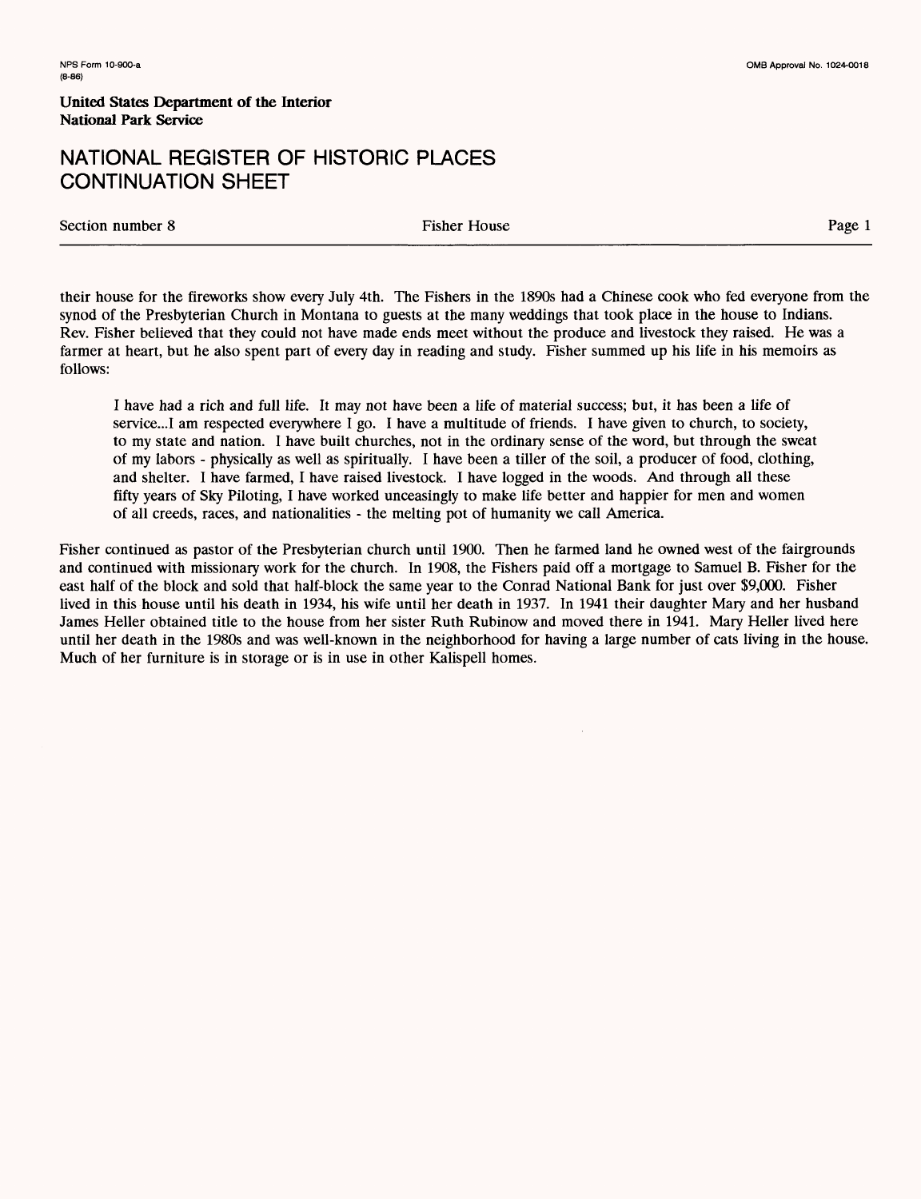their house for the fireworks show every July 4th. The Fishers in the 1890s had a Chinese cook who fed everyone from the synod of the Presbyterian Church in Montana to guests at the many weddings that took place in the house to Indians. Rev. Fisher believed that they could not have made ends meet without the produce and livestock they raised. He was a farmer at heart, but he also spent part of every day in reading and study. Fisher summed up his life in his memoirs as follows:

> I have had a rich and full life. It may not have been a life of material success; but, it has been a life of service...I am respected everywhere I go. I have a multitude of friends. I have given to church, to society, to my state and nation. I have built churches, not in the ordinary sense of the word, but through the sweat of my labors - physically as well as spiritually. I have been a tiller of the soil, a producer of food, clothing, and shelter. I have farmed, I have raised livestock. I have logged in the woods. And through all these fifty years of Sky Piloting, I have worked unceasingly to make life better and happier for men and women of all creeds, races, and nationalities - the melting pot of humanity we call America.

Fisher continued as pastor of the Presbyterian church until 1900. Then he farmed land he owned west of the fairgrounds and continued with missionary work for the church. In 1908, the Fishers paid off a mortgage to Samuel B. Fisher for the east half of the block and sold that half-block the same year to the Conrad National Bank for just over $9,000. Fisher lived in this house until his death in 1934, his wife until her death in 1937. In 1941 their daughter Mary and her husband James Heller obtained title to the house from her sister Ruth Rubinow and moved there in 1941. Mary Heller lived here until her death in the 1980s and was well-known in the neighborhood for having a large number of cats living in the house. Much of her furniture is in storage or is in use in other Kalispell homes.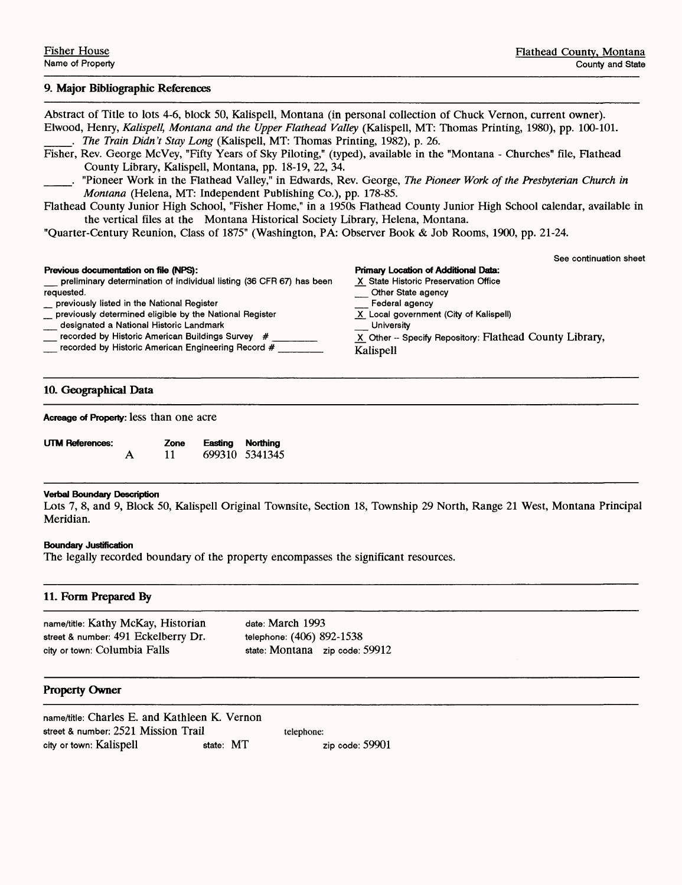Fisher House
Name of Property

Flathead County, Montana
County and State

## 9. Major Bibliographic References

Abstract of Title to lots 4-6, block 50, Kalispell, Montana (in personal collection of Chuck Vernon, current owner).

Elwood, Henry, *Kalispell, Montana and the Upper Flathead Valley* (Kalispell, MT: Thomas Printing, 1980), pp. 100-101.

\_\_\_\_\_. *The Train Didn't Stay Long* (Kalispell, MT: Thomas Printing, 1982), p. 26.

Fisher, Rev. George McVey, "Fifty Years of Sky Piloting," (typed), available in the "Montana - Churches" file, Flathead County Library, Kalispell, Montana, pp. 18-19, 22, 34.

\_\_\_\_\_. "Pioneer Work in the Flathead Valley," in Edwards, Rev. George, *The Pioneer Work of the Presbyterian Church in Montana* (Helena, MT: Independent Publishing Co.), pp. 178-85.

Flathead County Junior High School, "Fisher Home," in a 1950s Flathead County Junior High School calendar, available in the vertical files at the Montana Historical Society Library, Helena, Montana.

"Quarter-Century Reunion, Class of 1875" (Washington, PA: Observer Book & Job Rooms, 1900, pp. 21-24.

See continuation sheet

**Previous documentation on file (NPS):**

- \_\_ preliminary determination of individual listing (36 CFR 67) has been requested.
- \_ previously listed in the National Register
- \_ previously determined eligible by the National Register
- \_\_ designated a National Historic Landmark
- \_\_ recorded by Historic American Buildings Survey # \_\_\_\_\_\_\_\_
- \_\_ recorded by Historic American Engineering Record # \_\_\_\_\_\_\_\_

**Primary Location of Additional Data:**

- X State Historic Preservation Office
- \_\_ Other State agency
- \_\_ Federal agency
- X Local government (City of Kalispell)
- \_\_ University
- X Other -- Specify Repository: Flathead County Library, Kalispell

## 10. Geographical Data

**Acreage of Property:** less than one acre

| UTM References: | | Zone | Easting | Northing |
|---|---|---|---|---|
| | A | 11 | 699310 | 5341345 |

**Verbal Boundary Description**

Lots 7, 8, and 9, Block 50, Kalispell Original Townsite, Section 18, Township 29 North, Range 21 West, Montana Principal Meridian.

**Boundary Justification**

The legally recorded boundary of the property encompasses the significant resources.

## 11. Form Prepared By

name/title: Kathy McKay, Historian
street & number: 491 Eckelberry Dr.
city or town: Columbia Falls
date: March 1993
telephone: (406) 892-1538
state: Montana zip code: 59912

## Property Owner

name/title: Charles E. and Kathleen K. Vernon
street & number: 2521 Mission Trail
telephone:
city or town: Kalispell state: MT zip code: 59901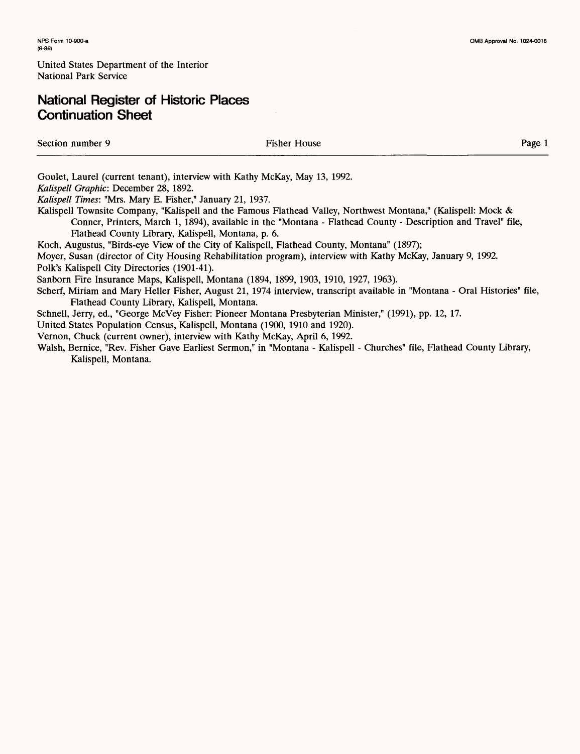United States Department of the Interior
National Park Service

# National Register of Historic Places Continuation Sheet

Section number 9 | Fisher House | Page 1

Goulet, Laurel (current tenant), interview with Kathy McKay, May 13, 1992.

*Kalispell Graphic*: December 28, 1892.

*Kalispell Times*: "Mrs. Mary E. Fisher," January 21, 1937.

Kalispell Townsite Company, "Kalispell and the Famous Flathead Valley, Northwest Montana," (Kalispell: Mock & Conner, Printers, March 1, 1894), available in the "Montana - Flathead County - Description and Travel" file, Flathead County Library, Kalispell, Montana, p. 6.

Koch, Augustus, "Birds-eye View of the City of Kalispell, Flathead County, Montana" (1897);

Moyer, Susan (director of City Housing Rehabilitation program), interview with Kathy McKay, January 9, 1992.

Polk's Kalispell City Directories (1901-41).

Sanborn Fire Insurance Maps, Kalispell, Montana (1894, 1899, 1903, 1910, 1927, 1963).

Scherf, Miriam and Mary Heller Fisher, August 21, 1974 interview, transcript available in "Montana - Oral Histories" file, Flathead County Library, Kalispell, Montana.

Schnell, Jerry, ed., "George McVey Fisher: Pioneer Montana Presbyterian Minister," (1991), pp. 12, 17.

United States Population Census, Kalispell, Montana (1900, 1910 and 1920).

Vernon, Chuck (current owner), interview with Kathy McKay, April 6, 1992.

Walsh, Bernice, "Rev. Fisher Gave Earliest Sermon," in "Montana - Kalispell - Churches" file, Flathead County Library, Kalispell, Montana.